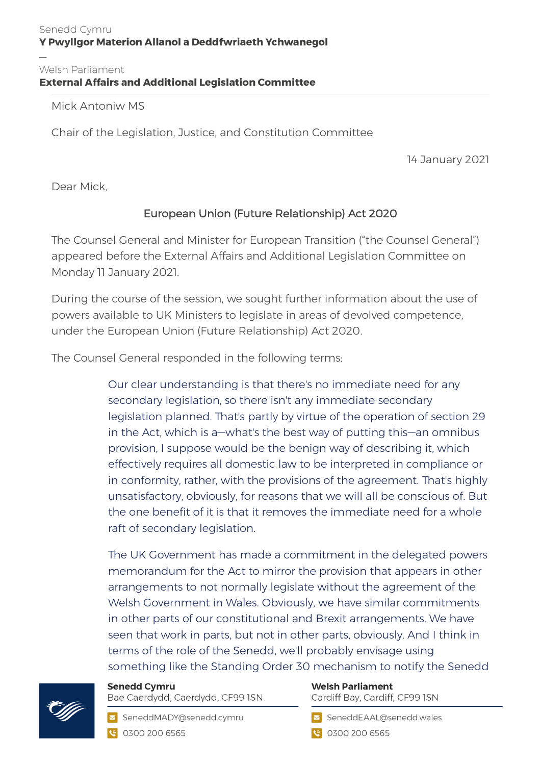Senedd Cymru
**Y Pwyllgor Materion Allanol a Deddfwriaeth Ychwanegol**

—

Welsh Parliament
**External Affairs and Additional Legislation Committee**

Mick Antoniw MS

Chair of the Legislation, Justice, and Constitution Committee

14 January 2021

Dear Mick,

European Union (Future Relationship) Act 2020

The Counsel General and Minister for European Transition ("the Counsel General") appeared before the External Affairs and Additional Legislation Committee on Monday 11 January 2021.

During the course of the session, we sought further information about the use of powers available to UK Ministers to legislate in areas of devolved competence, under the European Union (Future Relationship) Act 2020.

The Counsel General responded in the following terms:

> Our clear understanding is that there's no immediate need for any secondary legislation, so there isn't any immediate secondary legislation planned. That's partly by virtue of the operation of section 29 in the Act, which is a—what's the best way of putting this—an omnibus provision, I suppose would be the benign way of describing it, which effectively requires all domestic law to be interpreted in compliance or in conformity, rather, with the provisions of the agreement. That's highly unsatisfactory, obviously, for reasons that we will all be conscious of. But the one benefit of it is that it removes the immediate need for a whole raft of secondary legislation.
>
> The UK Government has made a commitment in the delegated powers memorandum for the Act to mirror the provision that appears in other arrangements to not normally legislate without the agreement of the Welsh Government in Wales. Obviously, we have similar commitments in other parts of our constitutional and Brexit arrangements. We have seen that work in parts, but not in other parts, obviously. And I think in terms of the role of the Senedd, we'll probably envisage using something like the Standing Order 30 mechanism to notify the Senedd

**Senedd Cymru**
Bae Caerdydd, Caerdydd, CF99 1SN
SeneddMADY@senedd.cymru
0300 200 6565

**Welsh Parliament**
Cardiff Bay, Cardiff, CF99 1SN
SeneddEAAL@senedd.wales
0300 200 6565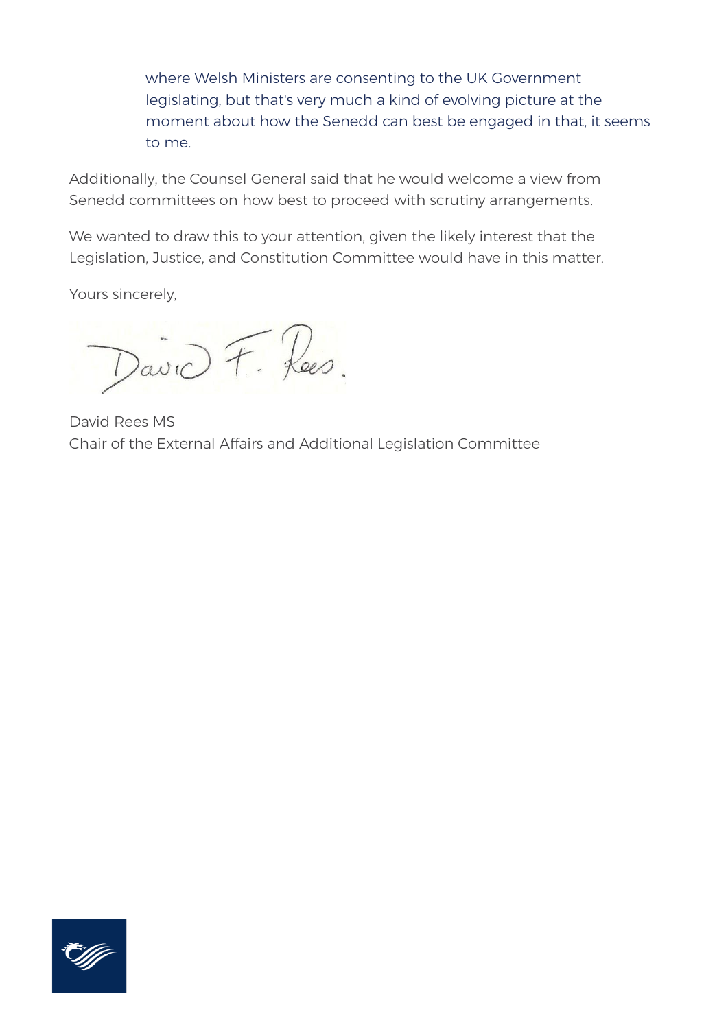> where Welsh Ministers are consenting to the UK Government legislating, but that's very much a kind of evolving picture at the moment about how the Senedd can best be engaged in that, it seems to me.

Additionally, the Counsel General said that he would welcome a view from Senedd committees on how best to proceed with scrutiny arrangements.

We wanted to draw this to your attention, given the likely interest that the Legislation, Justice, and Constitution Committee would have in this matter.

Yours sincerely,

David F. Rees.

David Rees MS
Chair of the External Affairs and Additional Legislation Committee